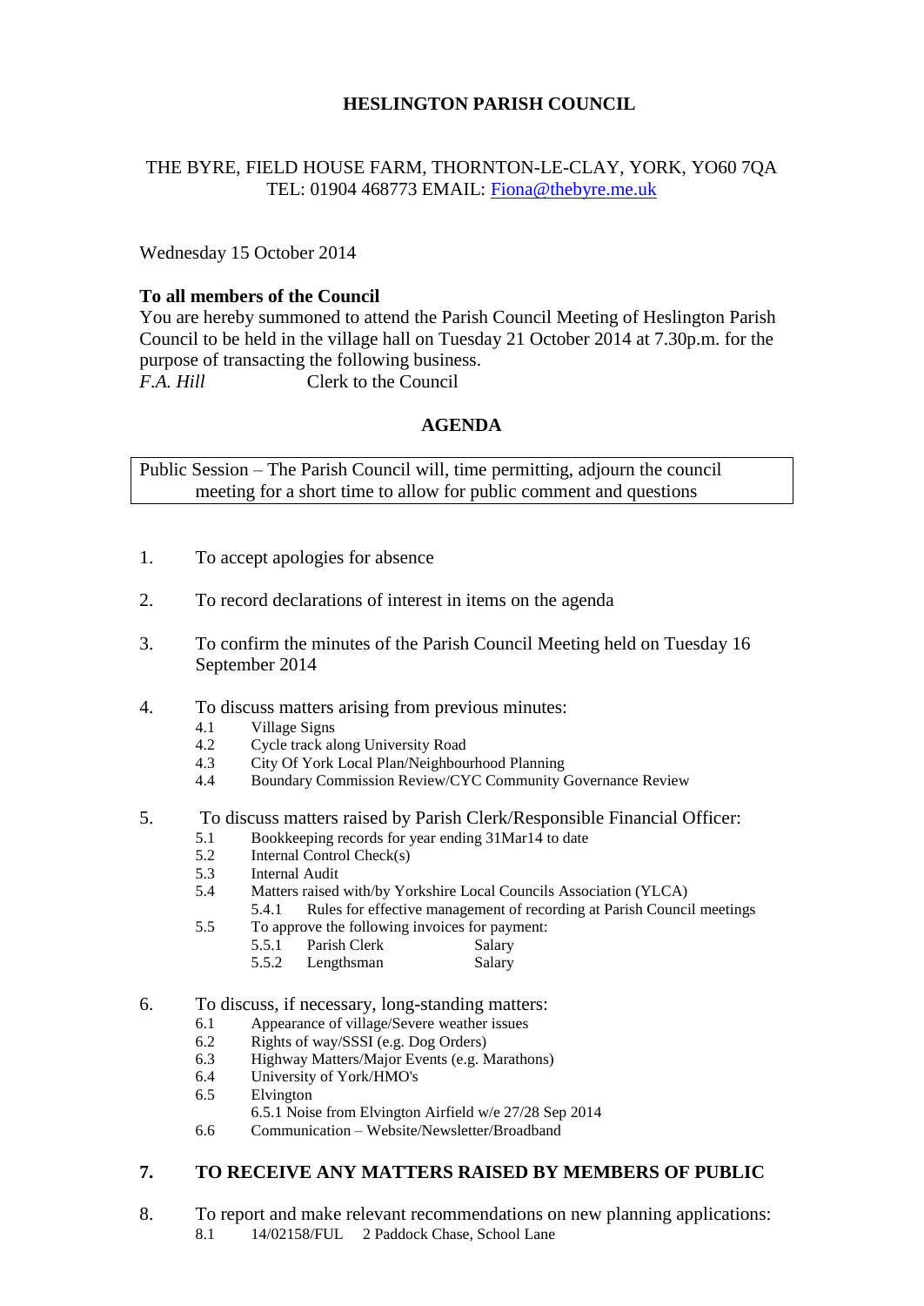# HESLINGTON PARISH COUNCIL

THE BYRE, FIELD HOUSE FARM, THORNTON-LE-CLAY, YORK, YO60 7QA
TEL: 01904 468773 EMAIL: Fiona@thebyre.me.uk

Wednesday 15 October 2014

**To all members of the Council**
You are hereby summoned to attend the Parish Council Meeting of Heslington Parish Council to be held in the village hall on Tuesday 21 October 2014 at 7.30p.m. for the purpose of transacting the following business.
*F.A. Hill* Clerk to the Council

## AGENDA

Public Session – The Parish Council will, time permitting, adjourn the council meeting for a short time to allow for public comment and questions

1. To accept apologies for absence

2. To record declarations of interest in items on the agenda

3. To confirm the minutes of the Parish Council Meeting held on Tuesday 16 September 2014

4. To discuss matters arising from previous minutes:
   - 4.1 Village Signs
   - 4.2 Cycle track along University Road
   - 4.3 City Of York Local Plan/Neighbourhood Planning
   - 4.4 Boundary Commission Review/CYC Community Governance Review

5. To discuss matters raised by Parish Clerk/Responsible Financial Officer:
   - 5.1 Bookkeeping records for year ending 31Mar14 to date
   - 5.2 Internal Control Check(s)
   - 5.3 Internal Audit
   - 5.4 Matters raised with/by Yorkshire Local Councils Association (YLCA)
     - 5.4.1 Rules for effective management of recording at Parish Council meetings
   - 5.5 To approve the following invoices for payment:
     - 5.5.1 Parish Clerk Salary
     - 5.5.2 Lengthsman Salary

6. To discuss, if necessary, long-standing matters:
   - 6.1 Appearance of village/Severe weather issues
   - 6.2 Rights of way/SSSI (e.g. Dog Orders)
   - 6.3 Highway Matters/Major Events (e.g. Marathons)
   - 6.4 University of York/HMO's
   - 6.5 Elvington
     - 6.5.1 Noise from Elvington Airfield w/e 27/28 Sep 2014
   - 6.6 Communication – Website/Newsletter/Broadband

7. **TO RECEIVE ANY MATTERS RAISED BY MEMBERS OF PUBLIC**

8. To report and make relevant recommendations on new planning applications:
   - 8.1 14/02158/FUL 2 Paddock Chase, School Lane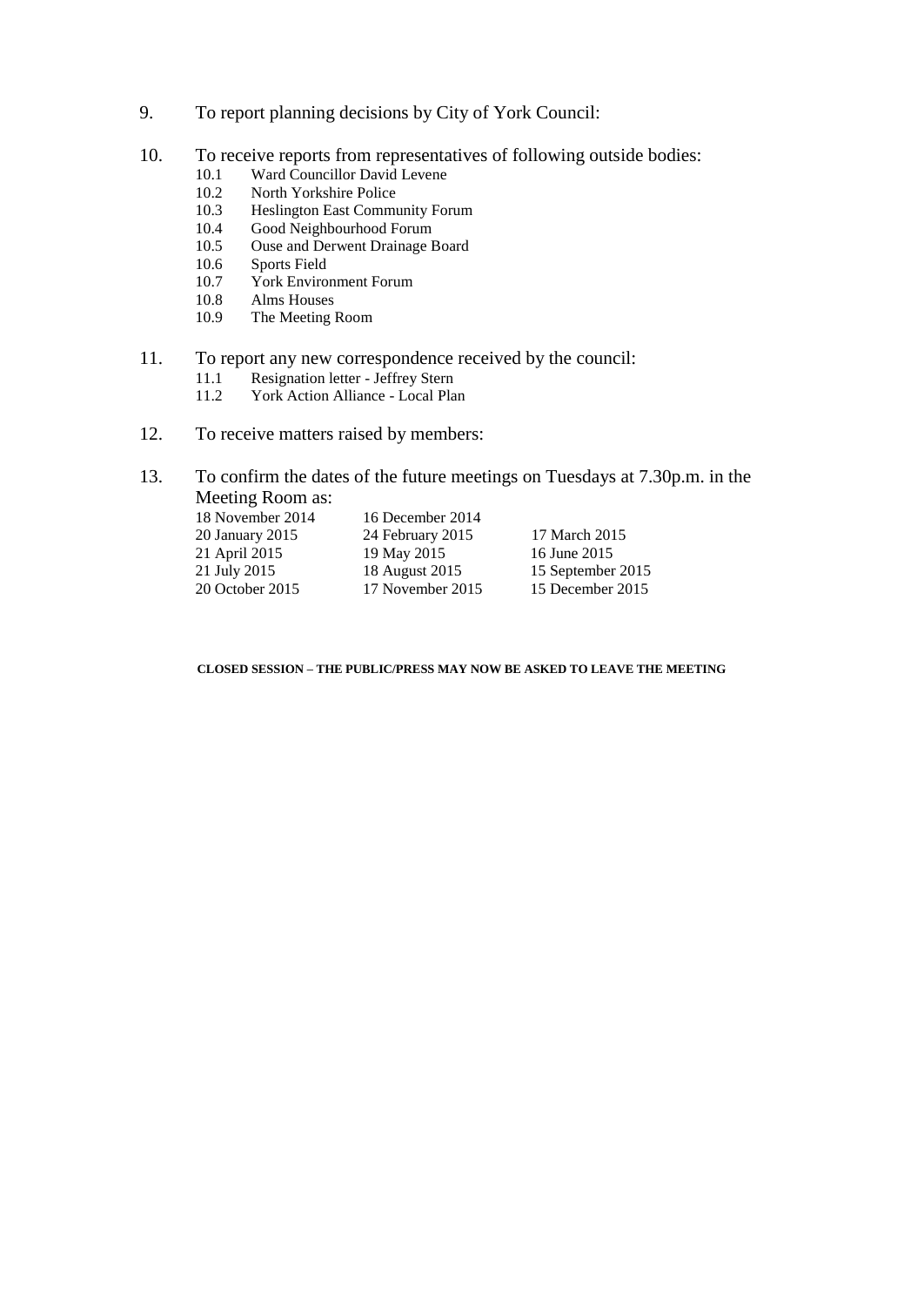9. To report planning decisions by City of York Council:

10. To receive reports from representatives of following outside bodies:
    - 10.1 Ward Councillor David Levene
    - 10.2 North Yorkshire Police
    - 10.3 Heslington East Community Forum
    - 10.4 Good Neighbourhood Forum
    - 10.5 Ouse and Derwent Drainage Board
    - 10.6 Sports Field
    - 10.7 York Environment Forum
    - 10.8 Alms Houses
    - 10.9 The Meeting Room

11. To report any new correspondence received by the council:
    - 11.1 Resignation letter - Jeffrey Stern
    - 11.2 York Action Alliance - Local Plan

12. To receive matters raised by members:

13. To confirm the dates of the future meetings on Tuesdays at 7.30p.m. in the Meeting Room as:

| | | |
|---|---|---|
| 18 November 2014 | 16 December 2014 | |
| 20 January 2015 | 24 February 2015 | 17 March 2015 |
| 21 April 2015 | 19 May 2015 | 16 June 2015 |
| 21 July 2015 | 18 August 2015 | 15 September 2015 |
| 20 October 2015 | 17 November 2015 | 15 December 2015 |

**CLOSED SESSION – THE PUBLIC/PRESS MAY NOW BE ASKED TO LEAVE THE MEETING**